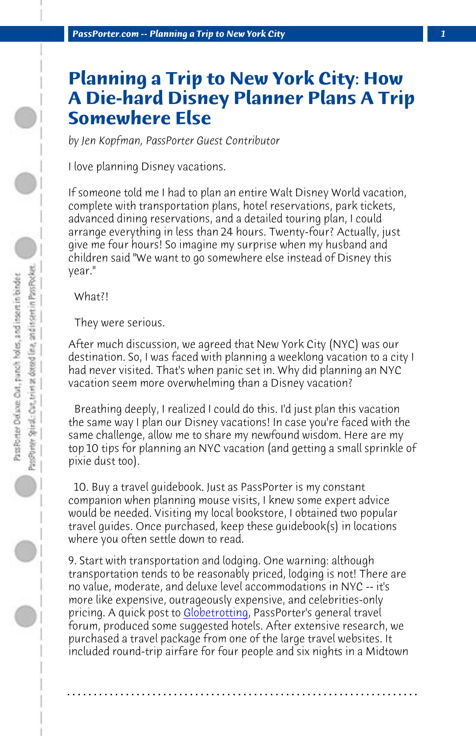# Planning a Trip to New York City: How A Die-hard Disney Planner Plans A Trip Somewhere Else

*by Jen Kopfman, PassPorter Guest Contributor*

I love planning Disney vacations.

If someone told me I had to plan an entire Walt Disney World vacation, complete with transportation plans, hotel reservations, park tickets, advanced dining reservations, and a detailed touring plan, I could arrange everything in less than 24 hours. Twenty-four? Actually, just give me four hours! So imagine my surprise when my husband and children said "We want to go somewhere else instead of Disney this year."

What?!

They were serious.

After much discussion, we agreed that New York City (NYC) was our destination. So, I was faced with planning a weeklong vacation to a city I had never visited. That's when panic set in. Why did planning an NYC vacation seem more overwhelming than a Disney vacation?

Breathing deeply, I realized I could do this. I'd just plan this vacation the same way I plan our Disney vacations! In case you're faced with the same challenge, allow me to share my newfound wisdom. Here are my top 10 tips for planning an NYC vacation (and getting a small sprinkle of pixie dust too).

10. Buy a travel guidebook. Just as PassPorter is my constant companion when planning mouse visits, I knew some expert advice would be needed. Visiting my local bookstore, I obtained two popular travel guides. Once purchased, keep these guidebook(s) in locations where you often settle down to read.

9. Start with transportation and lodging. One warning: although transportation tends to be reasonably priced, lodging is not! There are no value, moderate, and deluxe level accommodations in NYC -- it's more like expensive, outrageously expensive, and celebrities-only pricing. A quick post to Globetrotting, PassPorter's general travel forum, produced some suggested hotels. After extensive research, we purchased a travel package from one of the large travel websites. It included round-trip airfare for four people and six nights in a Midtown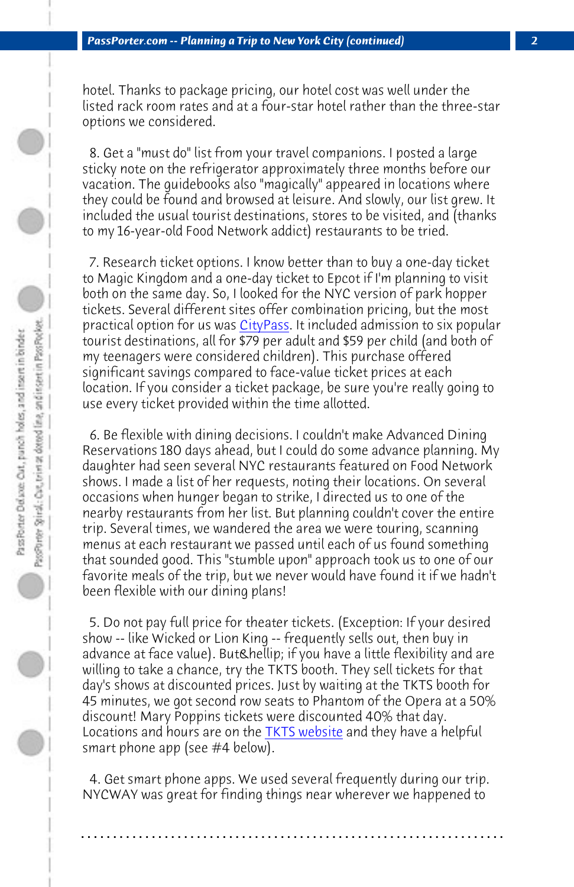hotel. Thanks to package pricing, our hotel cost was well under the listed rack room rates and at a four-star hotel rather than the three-star options we considered.

8. Get a "must do" list from your travel companions. I posted a large sticky note on the refrigerator approximately three months before our vacation. The guidebooks also "magically" appeared in locations where they could be found and browsed at leisure. And slowly, our list grew. It included the usual tourist destinations, stores to be visited, and (thanks to my 16-year-old Food Network addict) restaurants to be tried.

7. Research ticket options. I know better than to buy a one-day ticket to Magic Kingdom and a one-day ticket to Epcot if I'm planning to visit both on the same day. So, I looked for the NYC version of park hopper tickets. Several different sites offer combination pricing, but the most practical option for us was CityPass. It included admission to six popular tourist destinations, all for $79 per adult and $59 per child (and both of my teenagers were considered children). This purchase offered significant savings compared to face-value ticket prices at each location. If you consider a ticket package, be sure you're really going to use every ticket provided within the time allotted.

6. Be flexible with dining decisions. I couldn't make Advanced Dining Reservations 180 days ahead, but I could do some advance planning. My daughter had seen several NYC restaurants featured on Food Network shows. I made a list of her requests, noting their locations. On several occasions when hunger began to strike, I directed us to one of the nearby restaurants from her list. But planning couldn't cover the entire trip. Several times, we wandered the area we were touring, scanning menus at each restaurant we passed until each of us found something that sounded good. This "stumble upon" approach took us to one of our favorite meals of the trip, but we never would have found it if we hadn't been flexible with our dining plans!

5. Do not pay full price for theater tickets. (Exception: If your desired show -- like Wicked or Lion King -- frequently sells out, then buy in advance at face value). But&hellip; if you have a little flexibility and are willing to take a chance, try the TKTS booth. They sell tickets for that day's shows at discounted prices. Just by waiting at the TKTS booth for 45 minutes, we got second row seats to Phantom of the Opera at a 50% discount! Mary Poppins tickets were discounted 40% that day. Locations and hours are on the TKTS website and they have a helpful smart phone app (see #4 below).

4. Get smart phone apps. We used several frequently during our trip. NYCWAY was great for finding things near wherever we happened to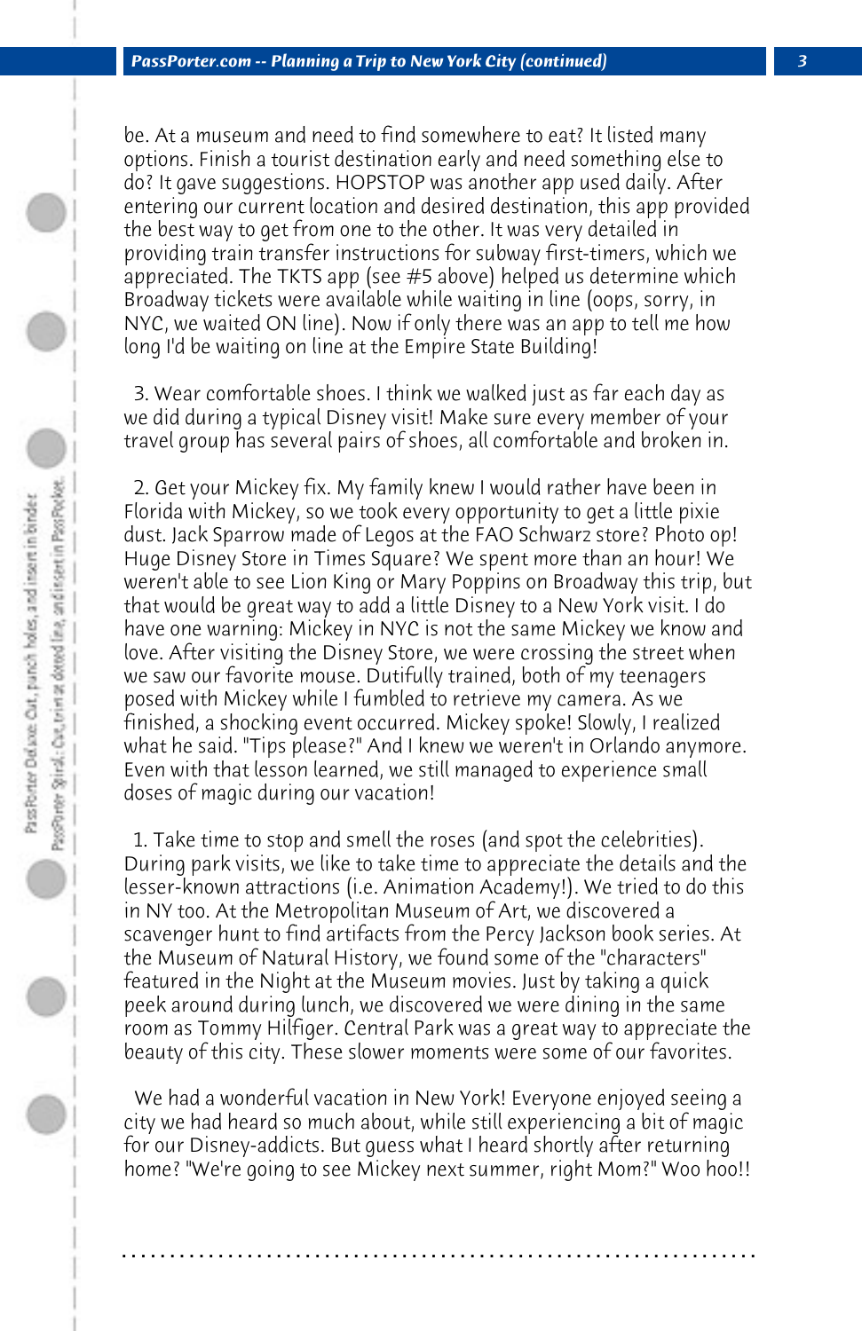be. At a museum and need to find somewhere to eat? It listed many options. Finish a tourist destination early and need something else to do? It gave suggestions. HOPSTOP was another app used daily. After entering our current location and desired destination, this app provided the best way to get from one to the other. It was very detailed in providing train transfer instructions for subway first-timers, which we appreciated. The TKTS app (see #5 above) helped us determine which Broadway tickets were available while waiting in line (oops, sorry, in NYC, we waited ON line). Now if only there was an app to tell me how long I'd be waiting on line at the Empire State Building!

3. Wear comfortable shoes. I think we walked just as far each day as we did during a typical Disney visit! Make sure every member of your travel group has several pairs of shoes, all comfortable and broken in.

2. Get your Mickey fix. My family knew I would rather have been in Florida with Mickey, so we took every opportunity to get a little pixie dust. Jack Sparrow made of Legos at the FAO Schwarz store? Photo op! Huge Disney Store in Times Square? We spent more than an hour! We weren't able to see Lion King or Mary Poppins on Broadway this trip, but that would be great way to add a little Disney to a New York visit. I do have one warning: Mickey in NYC is not the same Mickey we know and love. After visiting the Disney Store, we were crossing the street when we saw our favorite mouse. Dutifully trained, both of my teenagers posed with Mickey while I fumbled to retrieve my camera. As we finished, a shocking event occurred. Mickey spoke! Slowly, I realized what he said. "Tips please?" And I knew we weren't in Orlando anymore. Even with that lesson learned, we still managed to experience small doses of magic during our vacation!

1. Take time to stop and smell the roses (and spot the celebrities). During park visits, we like to take time to appreciate the details and the lesser-known attractions (i.e. Animation Academy!). We tried to do this in NY too. At the Metropolitan Museum of Art, we discovered a scavenger hunt to find artifacts from the Percy Jackson book series. At the Museum of Natural History, we found some of the "characters" featured in the Night at the Museum movies. Just by taking a quick peek around during lunch, we discovered we were dining in the same room as Tommy Hilfiger. Central Park was a great way to appreciate the beauty of this city. These slower moments were some of our favorites.

We had a wonderful vacation in New York! Everyone enjoyed seeing a city we had heard so much about, while still experiencing a bit of magic for our Disney-addicts. But guess what I heard shortly after returning home? "We're going to see Mickey next summer, right Mom?" Woo hoo!!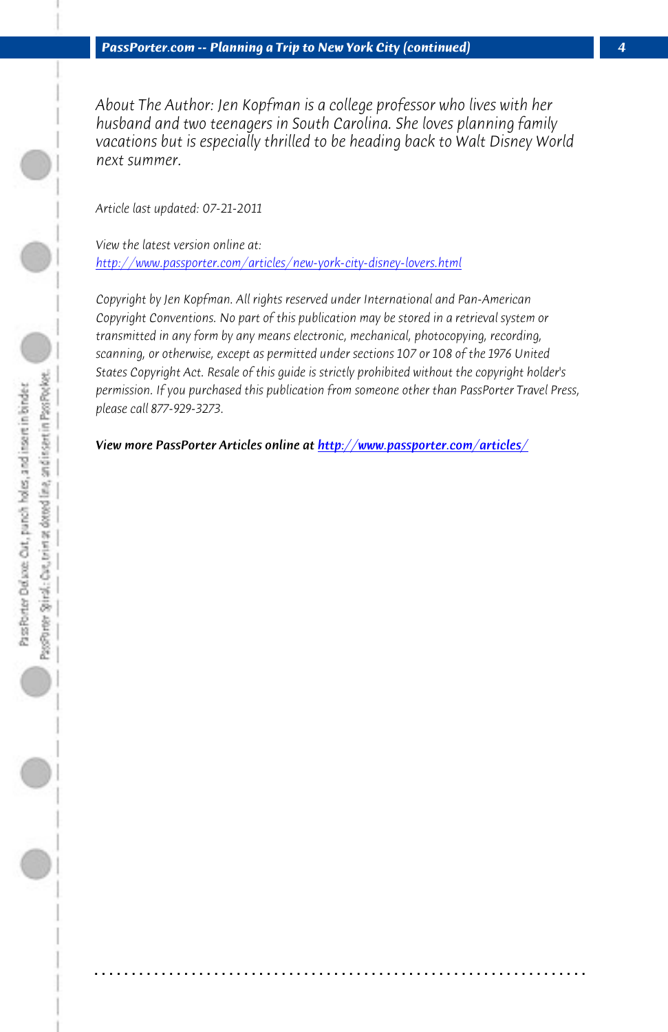*About The Author: Jen Kopfman is a college professor who lives with her husband and two teenagers in South Carolina. She loves planning family vacations but is especially thrilled to be heading back to Walt Disney World next summer.*

*Article last updated: 07-21-2011*

*View the latest version online at:*
*http://www.passporter.com/articles/new-york-city-disney-lovers.html*

*Copyright by Jen Kopfman. All rights reserved under International and Pan-American Copyright Conventions. No part of this publication may be stored in a retrieval system or transmitted in any form by any means electronic, mechanical, photocopying, recording, scanning, or otherwise, except as permitted under sections 107 or 108 of the 1976 United States Copyright Act. Resale of this guide is strictly prohibited without the copyright holder's permission. If you purchased this publication from someone other than PassPorter Travel Press, please call 877-929-3273.*

***View more PassPorter Articles online at http://www.passporter.com/articles/***